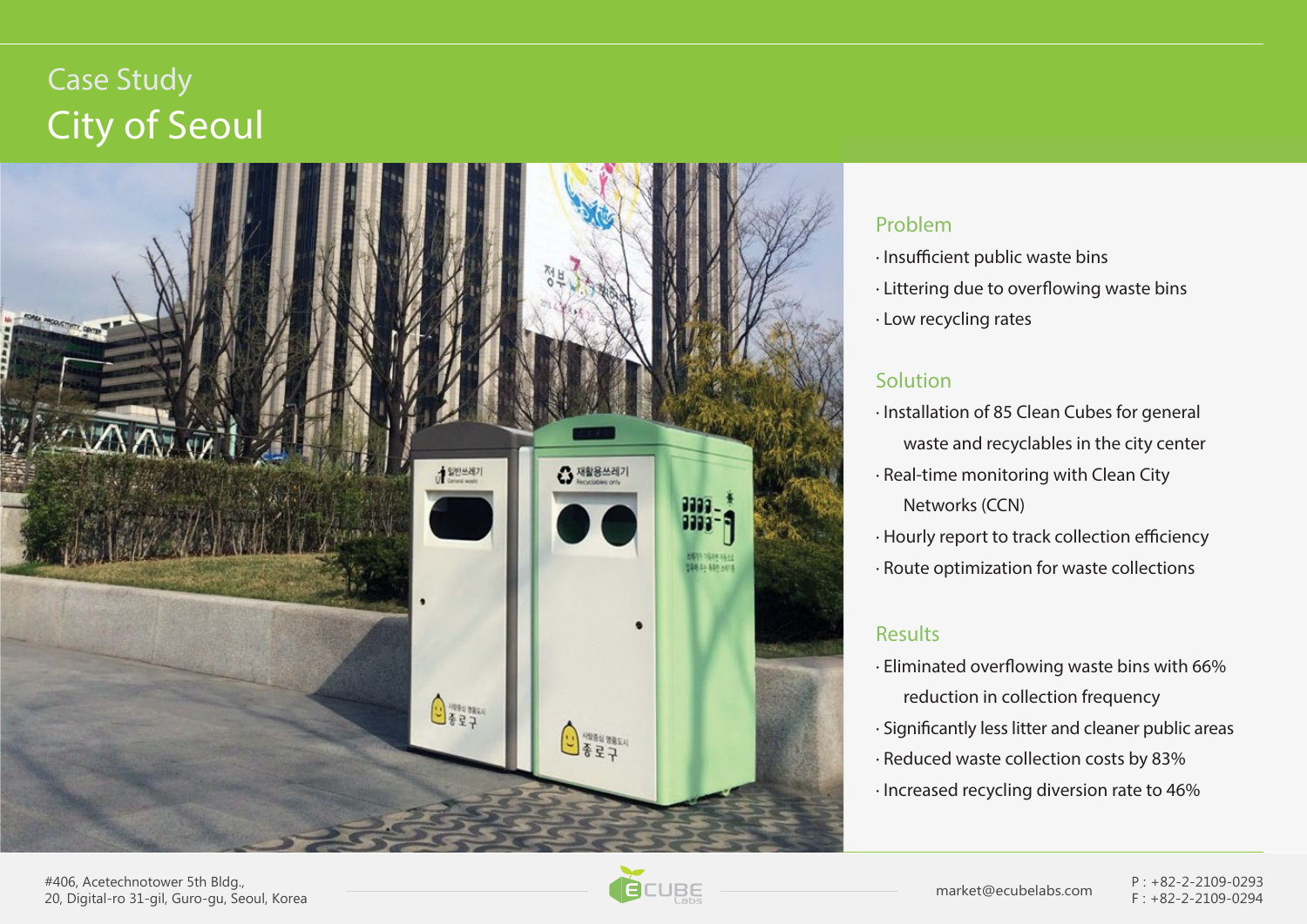Case Study

# City of Seoul

## Problem

- Insufficient public waste bins
- Littering due to overflowing waste bins
- Low recycling rates

## Solution

- Installation of 85 Clean Cubes for general waste and recyclables in the city center
- Real-time monitoring with Clean City Networks (CCN)
- Hourly report to track collection efficiency
- Route optimization for waste collections

## Results

- Eliminated overflowing waste bins with 66% reduction in collection frequency
- Significantly less litter and cleaner public areas
- Reduced waste collection costs by 83%
- Increased recycling diversion rate to 46%

#406, Acetechnotower 5th Bldg.,
20, Digital-ro 31-gil, Guro-gu, Seoul, Korea

ECUBE Labs

market@ecubelabs.com

P : +82-2-2109-0293
F : +82-2-2109-0294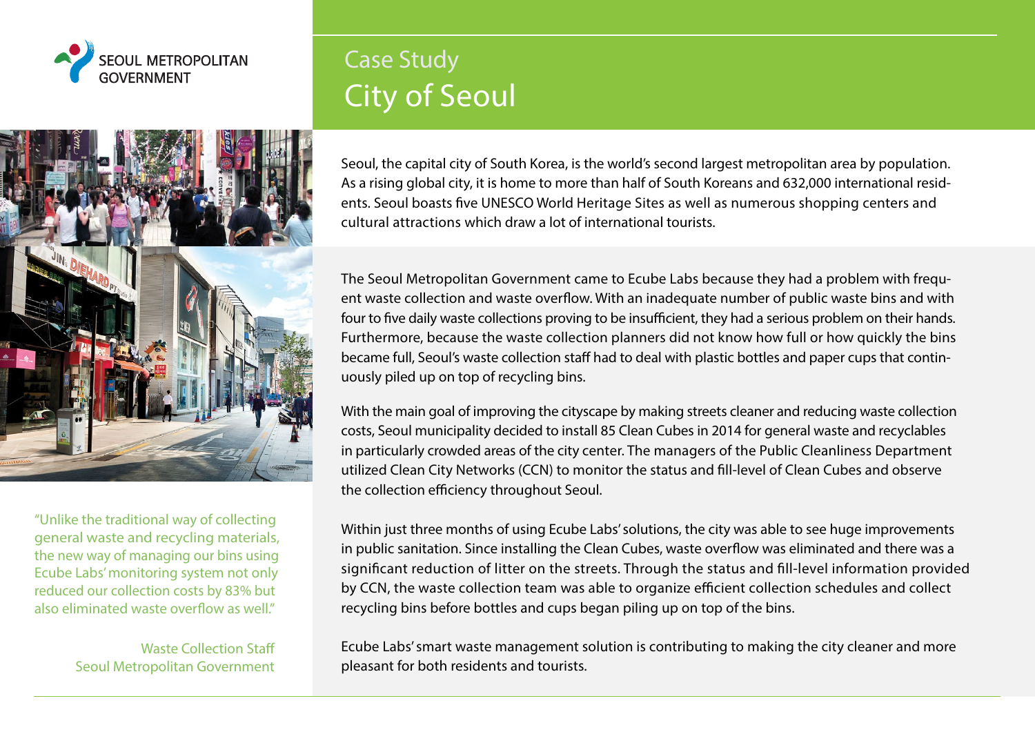SEOUL METROPOLITAN GOVERNMENT

# Case Study
# City of Seoul

Seoul, the capital city of South Korea, is the world's second largest metropolitan area by population. As a rising global city, it is home to more than half of South Koreans and 632,000 international residents. Seoul boasts five UNESCO World Heritage Sites as well as numerous shopping centers and cultural attractions which draw a lot of international tourists.

The Seoul Metropolitan Government came to Ecube Labs because they had a problem with frequent waste collection and waste overflow. With an inadequate number of public waste bins and with four to five daily waste collections proving to be insufficient, they had a serious problem on their hands. Furthermore, because the waste collection planners did not know how full or how quickly the bins became full, Seoul's waste collection staff had to deal with plastic bottles and paper cups that continuously piled up on top of recycling bins.

With the main goal of improving the cityscape by making streets cleaner and reducing waste collection costs, Seoul municipality decided to install 85 Clean Cubes in 2014 for general waste and recyclables in particularly crowded areas of the city center. The managers of the Public Cleanliness Department utilized Clean City Networks (CCN) to monitor the status and fill-level of Clean Cubes and observe the collection efficiency throughout Seoul.

Within just three months of using Ecube Labs' solutions, the city was able to see huge improvements in public sanitation. Since installing the Clean Cubes, waste overflow was eliminated and there was a significant reduction of litter on the streets. Through the status and fill-level information provided by CCN, the waste collection team was able to organize efficient collection schedules and collect recycling bins before bottles and cups began piling up on top of the bins.

Ecube Labs' smart waste management solution is contributing to making the city cleaner and more pleasant for both residents and tourists.

"Unlike the traditional way of collecting general waste and recycling materials, the new way of managing our bins using Ecube Labs' monitoring system not only reduced our collection costs by 83% but also eliminated waste overflow as well."

Waste Collection Staff
Seoul Metropolitan Government